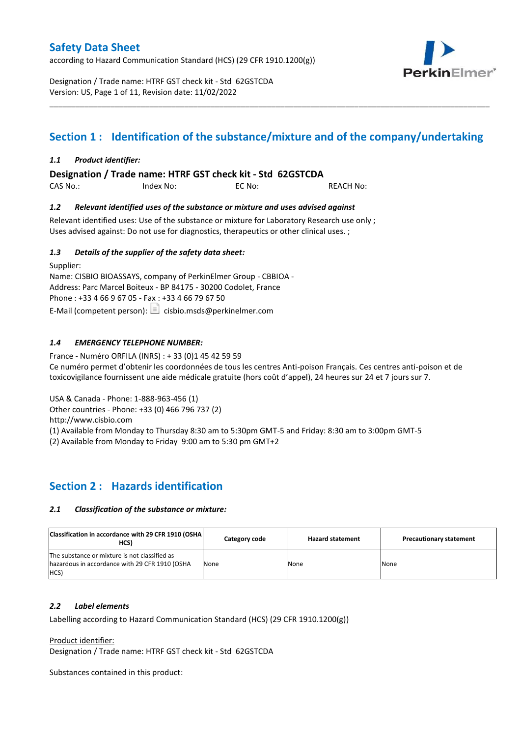# Safety Data Sheet

according to Hazard Communication Standard (HCS) (29 CFR 1910.1200(g))

Designation / Trade name: HTRF GST check kit - Std 62GSTCDA
Version: US, Page 1 of 11, Revision date: 11/02/2022

## Section 1 : Identification of the substance/mixture and of the company/undertaking

### *1.1 Product identifier:*

**Designation / Trade name: HTRF GST check kit - Std 62GSTCDA**

CAS No.: Index No: EC No: REACH No:

### *1.2 Relevant identified uses of the substance or mixture and uses advised against*

Relevant identified uses: Use of the substance or mixture for Laboratory Research use only ;
Uses advised against: Do not use for diagnostics, therapeutics or other clinical uses. ;

### *1.3 Details of the supplier of the safety data sheet:*

Supplier:
Name: CISBIO BIOASSAYS, company of PerkinElmer Group - CBBIOA -
Address: Parc Marcel Boiteux - BP 84175 - 30200 Codolet, France
Phone : +33 4 66 9 67 05 - Fax : +33 4 66 79 67 50
E-Mail (competent person): cisbio.msds@perkinelmer.com

### *1.4 EMERGENCY TELEPHONE NUMBER:*

France - Numéro ORFILA (INRS) : + 33 (0)1 45 42 59 59
Ce numéro permet d'obtenir les coordonnées de tous les centres Anti-poison Français. Ces centres anti-poison et de toxicovigilance fournissent une aide médicale gratuite (hors coût d'appel), 24 heures sur 24 et 7 jours sur 7.

USA & Canada - Phone: 1-888-963-456 (1)
Other countries - Phone: +33 (0) 466 796 737 (2)
http://www.cisbio.com
(1) Available from Monday to Thursday 8:30 am to 5:30pm GMT-5 and Friday: 8:30 am to 3:00pm GMT-5
(2) Available from Monday to Friday 9:00 am to 5:30 pm GMT+2

## Section 2 : Hazards identification

### *2.1 Classification of the substance or mixture:*

| Classification in accordance with 29 CFR 1910 (OSHA HCS) | Category code | Hazard statement | Precautionary statement |
|---|---|---|---|
| The substance or mixture is not classified as hazardous in accordance with 29 CFR 1910 (OSHA HCS) | None | None | None |

### *2.2 Label elements*

Labelling according to Hazard Communication Standard (HCS) (29 CFR 1910.1200(g))

Product identifier:
Designation / Trade name: HTRF GST check kit - Std 62GSTCDA

Substances contained in this product: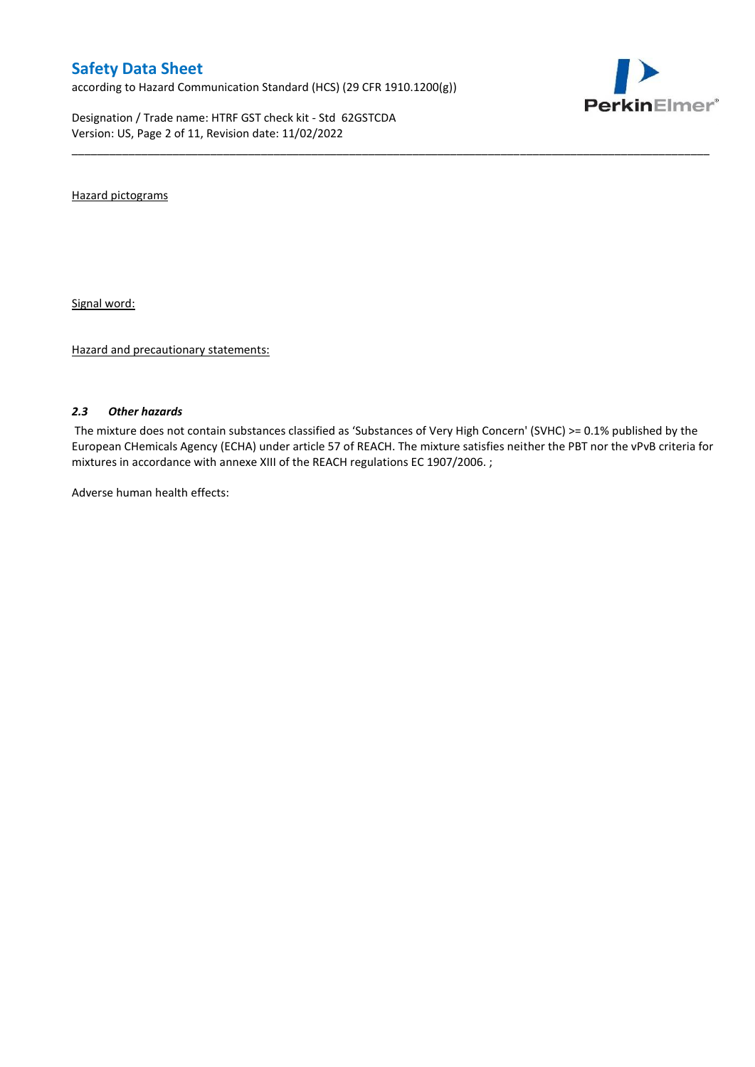Hazard pictograms

Signal word:

Hazard and precautionary statements:

### *2.3 Other hazards*

The mixture does not contain substances classified as 'Substances of Very High Concern' (SVHC) >= 0.1% published by the European CHemicals Agency (ECHA) under article 57 of REACH. The mixture satisfies neither the PBT nor the vPvB criteria for mixtures in accordance with annexe XIII of the REACH regulations EC 1907/2006. ;

Adverse human health effects: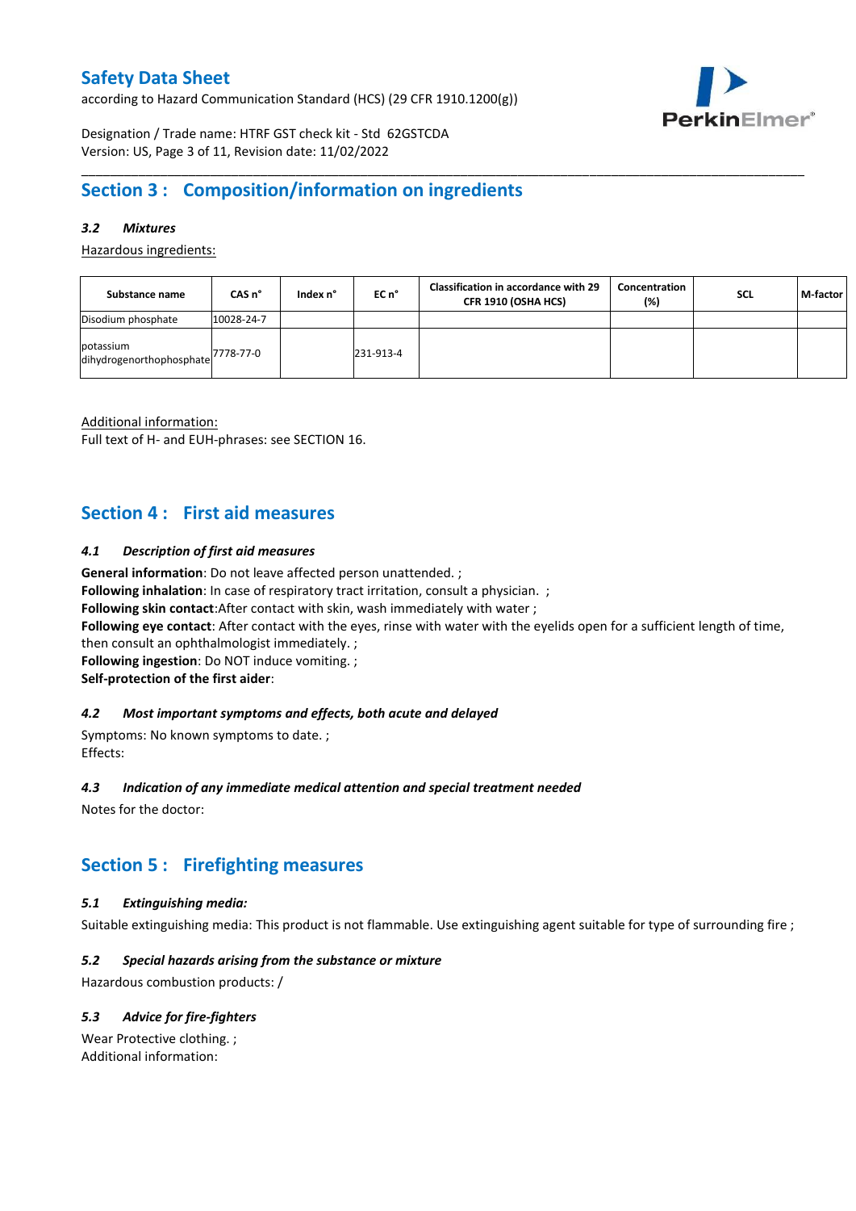## Section 3 : Composition/information on ingredients

### *3.2 Mixtures*

Hazardous ingredients:

| Substance name | CAS n° | Index n° | EC n° | Classification in accordance with 29 CFR 1910 (OSHA HCS) | Concentration (%) | SCL | M-factor |
|---|---|---|---|---|---|---|---|
| Disodium phosphate | 10028-24-7 | | | | | | |
| potassium dihydrogenorthophosphate | 7778-77-0 | | 231-913-4 | | | | |

Additional information:
Full text of H- and EUH-phrases: see SECTION 16.

## Section 4 : First aid measures

### *4.1 Description of first aid measures*

**General information**: Do not leave affected person unattended. ;
**Following inhalation**: In case of respiratory tract irritation, consult a physician. ;
**Following skin contact**:After contact with skin, wash immediately with water ;
**Following eye contact**: After contact with the eyes, rinse with water with the eyelids open for a sufficient length of time, then consult an ophthalmologist immediately. ;
**Following ingestion**: Do NOT induce vomiting. ;
**Self-protection of the first aider**:

### *4.2 Most important symptoms and effects, both acute and delayed*

Symptoms: No known symptoms to date. ;
Effects:

### *4.3 Indication of any immediate medical attention and special treatment needed*

Notes for the doctor:

## Section 5 : Firefighting measures

### *5.1 Extinguishing media:*

Suitable extinguishing media: This product is not flammable. Use extinguishing agent suitable for type of surrounding fire ;

### *5.2 Special hazards arising from the substance or mixture*

Hazardous combustion products: /

### *5.3 Advice for fire-fighters*

Wear Protective clothing. ;
Additional information: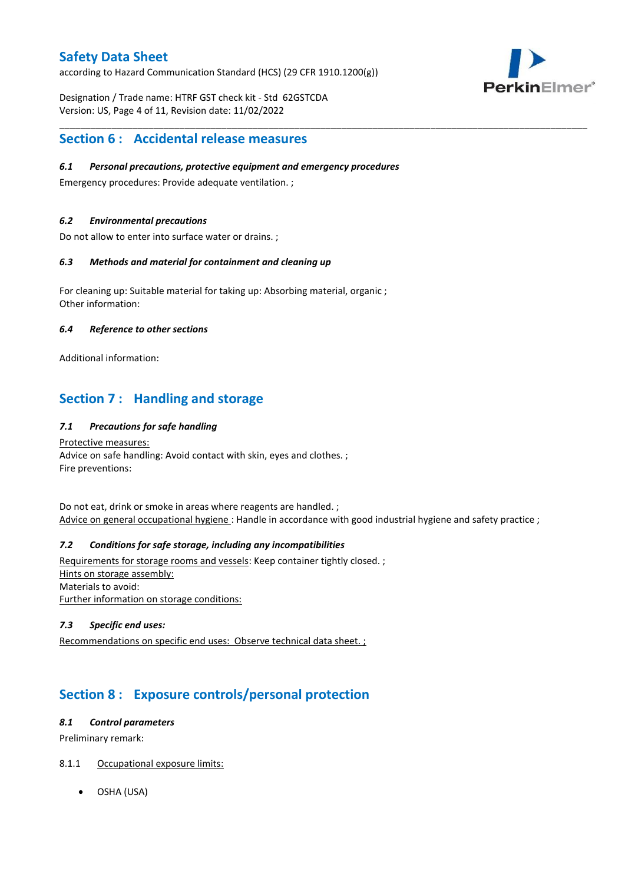## Section 6 : Accidental release measures

### *6.1 Personal precautions, protective equipment and emergency procedures*

Emergency procedures: Provide adequate ventilation. ;

### *6.2 Environmental precautions*

Do not allow to enter into surface water or drains. ;

### *6.3 Methods and material for containment and cleaning up*

For cleaning up: Suitable material for taking up: Absorbing material, organic ;
Other information:

### *6.4 Reference to other sections*

Additional information:

## Section 7 : Handling and storage

### *7.1 Precautions for safe handling*

Protective measures:
Advice on safe handling: Avoid contact with skin, eyes and clothes. ;
Fire preventions:

Do not eat, drink or smoke in areas where reagents are handled. ;
Advice on general occupational hygiene : Handle in accordance with good industrial hygiene and safety practice ;

### *7.2 Conditions for safe storage, including any incompatibilities*

Requirements for storage rooms and vessels: Keep container tightly closed. ;
Hints on storage assembly:
Materials to avoid:
Further information on storage conditions:

### *7.3 Specific end uses:*

Recommendations on specific end uses: Observe technical data sheet. ;

## Section 8 : Exposure controls/personal protection

### *8.1 Control parameters*

Preliminary remark:

8.1.1 Occupational exposure limits:

- OSHA (USA)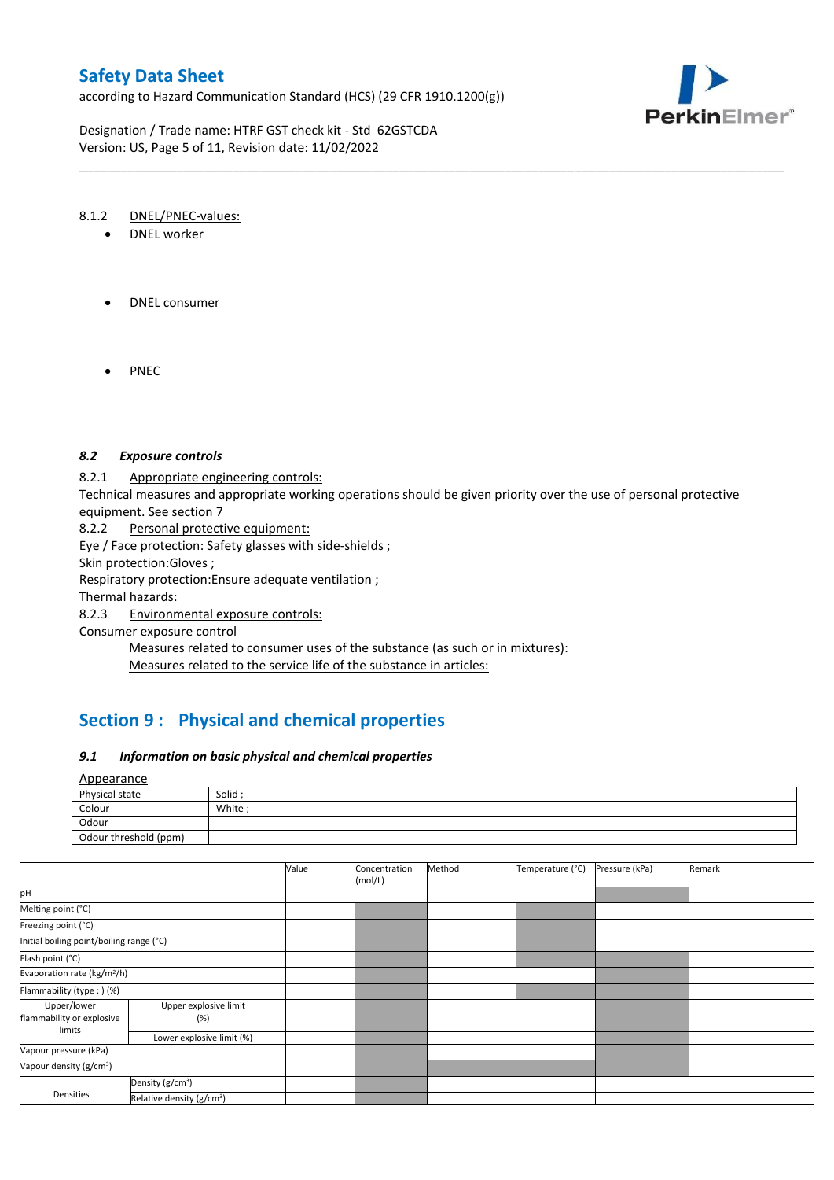8.1.2 DNEL/PNEC-values:

- DNEL worker

- DNEL consumer

- PNEC

### *8.2 Exposure controls*

8.2.1 Appropriate engineering controls:

Technical measures and appropriate working operations should be given priority over the use of personal protective equipment. See section 7

8.2.2 Personal protective equipment:

Eye / Face protection: Safety glasses with side-shields ;

Skin protection:Gloves ;

Respiratory protection:Ensure adequate ventilation ;

Thermal hazards:

8.2.3 Environmental exposure controls:

Consumer exposure control

Measures related to consumer uses of the substance (as such or in mixtures):

Measures related to the service life of the substance in articles:

## Section 9 : Physical and chemical properties

### *9.1 Information on basic physical and chemical properties*

Appearance

| Physical state | Solid ; |
|---|---|
| Colour | White ; |
| Odour | |
| Odour threshold (ppm) | |

| | | Value | Concentration (mol/L) | Method | Temperature (°C) | Pressure (kPa) | Remark |
|---|---|---|---|---|---|---|---|
| pH | | | | | | | |
| Melting point (°C) | | | | | | | |
| Freezing point (°C) | | | | | | | |
| Initial boiling point/boiling range (°C) | | | | | | | |
| Flash point (°C) | | | | | | | |
| Evaporation rate (kg/m²/h) | | | | | | | |
| Flammability (type : ) (%) | | | | | | | |
| Upper/lower flammability or explosive limits | Upper explosive limit (%) | | | | | | |
| | Lower explosive limit (%) | | | | | | |
| Vapour pressure (kPa) | | | | | | | |
| Vapour density (g/cm³) | | | | | | | |
| Densities | Density (g/cm³) | | | | | | |
| | Relative density (g/cm³) | | | | | | |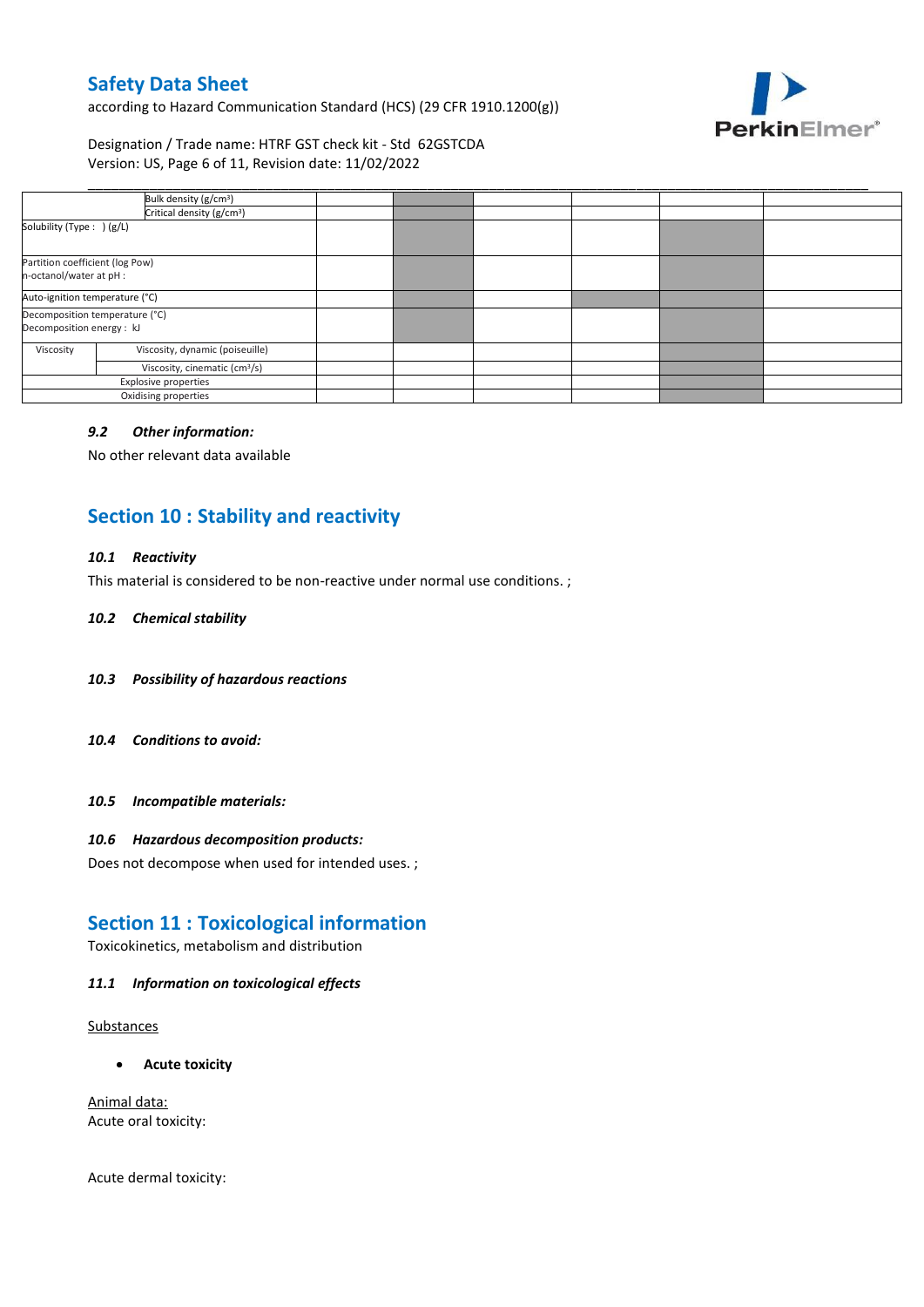| | | | | | | |
|---|---|---|---|---|---|---|
| Bulk density ($g/cm^3$) | | | | | | |
| Critical density ($g/cm^3$) | | | | | | |
| Solubility (Type : ) (g/L) | | | | | | |
| Partition coefficient (log Pow) n-octanol/water at pH : | | | | | | |
| Auto-ignition temperature (°C) | | | | | | |
| Decomposition temperature (°C) Decomposition energy : kJ | | | | | | |
| Viscosity — Viscosity, dynamic (poiseuille) | | | | | | |
| Viscosity — Viscosity, cinematic ($cm^3/s$) | | | | | | |
| Explosive properties | | | | | | |
| Oxidising properties | | | | | | |

### *9.2 Other information:*

No other relevant data available

## Section 10 : Stability and reactivity

### *10.1 Reactivity*

This material is considered to be non-reactive under normal use conditions. ;

### *10.2 Chemical stability*

### *10.3 Possibility of hazardous reactions*

### *10.4 Conditions to avoid:*

### *10.5 Incompatible materials:*

### *10.6 Hazardous decomposition products:*

Does not decompose when used for intended uses. ;

## Section 11 : Toxicological information

Toxicokinetics, metabolism and distribution

### *11.1 Information on toxicological effects*

Substances

- **Acute toxicity**

Animal data:
Acute oral toxicity:

Acute dermal toxicity: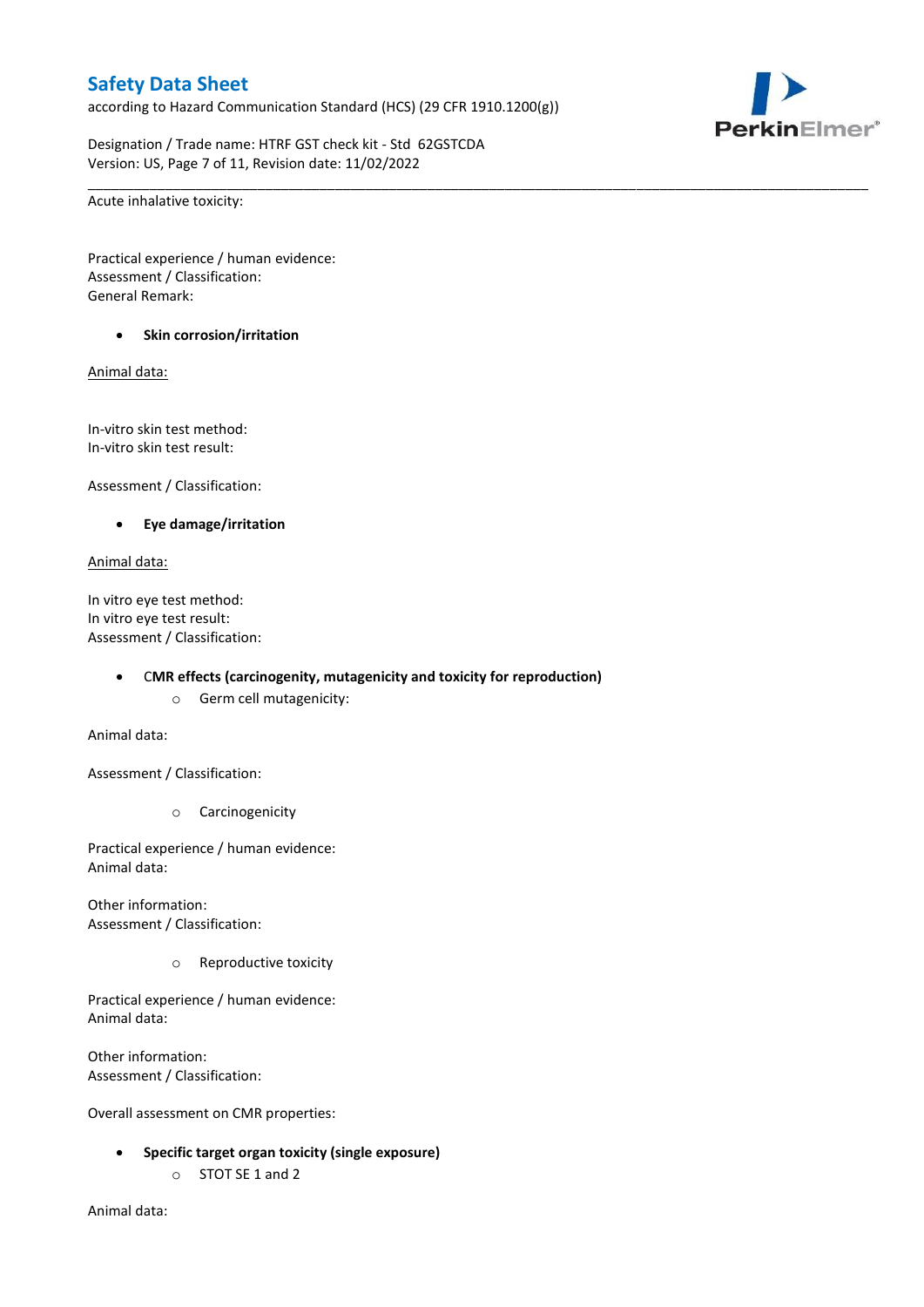Acute inhalative toxicity:

Practical experience / human evidence:
Assessment / Classification:
General Remark:

- **Skin corrosion/irritation**

Animal data:

In-vitro skin test method:
In-vitro skin test result:

Assessment / Classification:

- **Eye damage/irritation**

Animal data:

In vitro eye test method:
In vitro eye test result:
Assessment / Classification:

- **CMR effects (carcinogenity, mutagenicity and toxicity for reproduction)**
  - Germ cell mutagenicity:

Animal data:

Assessment / Classification:

  - Carcinogenicity

Practical experience / human evidence:
Animal data:

Other information:
Assessment / Classification:

  - Reproductive toxicity

Practical experience / human evidence:
Animal data:

Other information:
Assessment / Classification:

Overall assessment on CMR properties:

- **Specific target organ toxicity (single exposure)**
  - STOT SE 1 and 2

Animal data: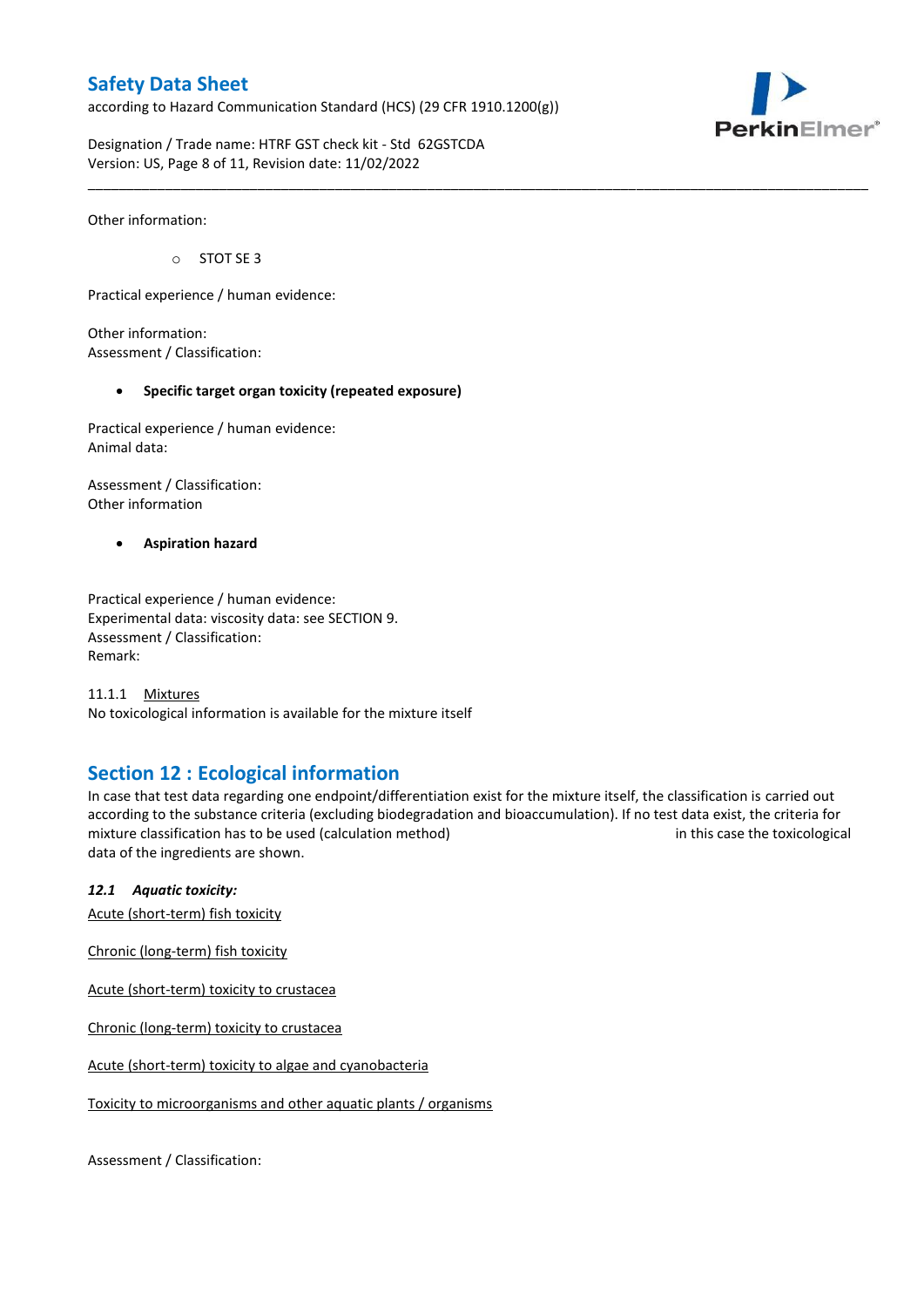Other information:

- STOT SE 3

Practical experience / human evidence:

Other information:
Assessment / Classification:

- **Specific target organ toxicity (repeated exposure)**

Practical experience / human evidence:
Animal data:

Assessment / Classification:
Other information

- **Aspiration hazard**

Practical experience / human evidence:
Experimental data: viscosity data: see SECTION 9.
Assessment / Classification:
Remark:

11.1.1 Mixtures
No toxicological information is available for the mixture itself

## Section 12 : Ecological information

In case that test data regarding one endpoint/differentiation exist for the mixture itself, the classification is carried out according to the substance criteria (excluding biodegradation and bioaccumulation). If no test data exist, the criteria for mixture classification has to be used (calculation method) in this case the toxicological data of the ingredients are shown.

### *12.1 Aquatic toxicity:*

Acute (short-term) fish toxicity

Chronic (long-term) fish toxicity

Acute (short-term) toxicity to crustacea

Chronic (long-term) toxicity to crustacea

Acute (short-term) toxicity to algae and cyanobacteria

Toxicity to microorganisms and other aquatic plants / organisms

Assessment / Classification: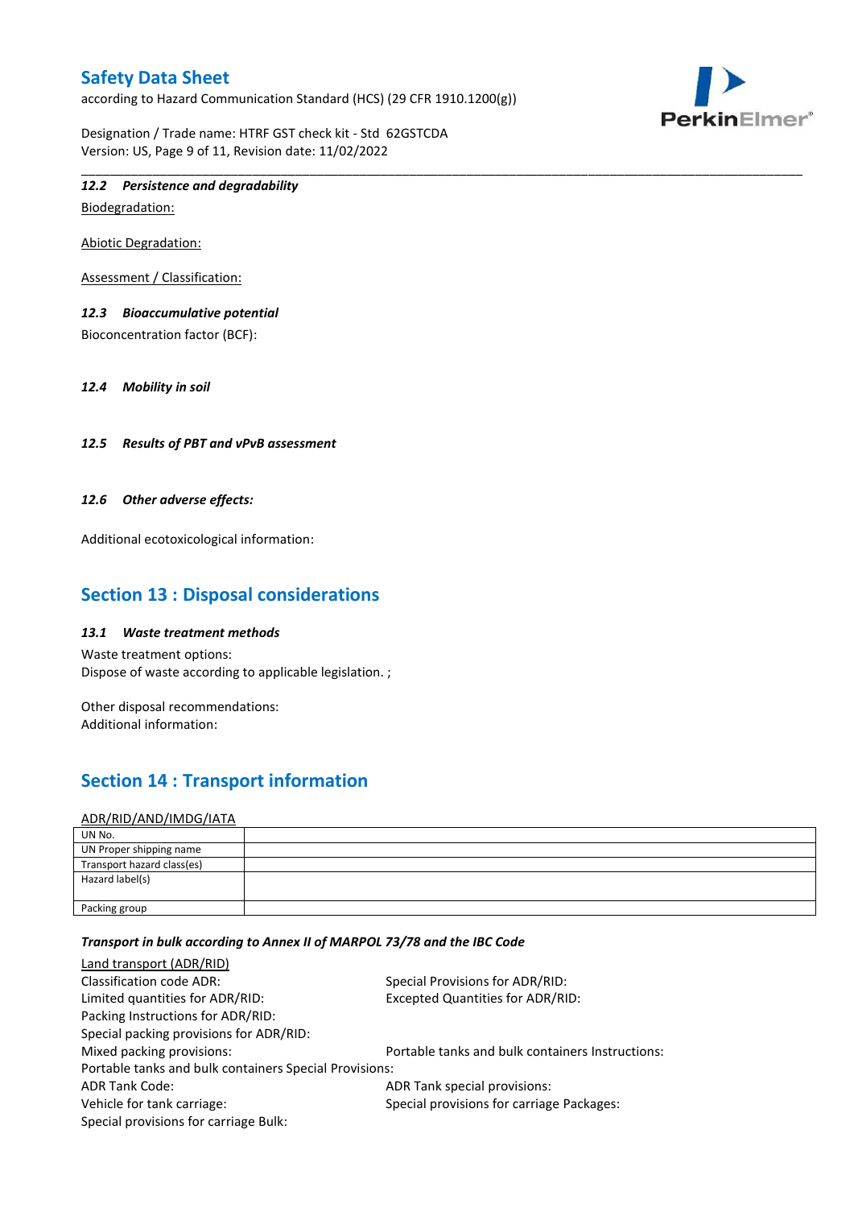#### 12.2 Persistence and degradability

Biodegradation:

Abiotic Degradation:

Assessment / Classification:

#### 12.3 Bioaccumulative potential

Bioconcentration factor (BCF):

#### 12.4 Mobility in soil

#### 12.5 Results of PBT and vPvB assessment

#### 12.6 Other adverse effects:

Additional ecotoxicological information:

## Section 13 : Disposal considerations

#### 13.1 Waste treatment methods

Waste treatment options:
Dispose of waste according to applicable legislation. ;

Other disposal recommendations:
Additional information:

## Section 14 : Transport information

ADR/RID/AND/IMDG/IATA

| | |
|---|---|
| UN No. | |
| UN Proper shipping name | |
| Transport hazard class(es) | |
| Hazard label(s) | |
| Packing group | |

#### Transport in bulk according to Annex II of MARPOL 73/78 and the IBC Code

Land transport (ADR/RID)

Classification code ADR:
Special Provisions for ADR/RID:
Limited quantities for ADR/RID:
Excepted Quantities for ADR/RID:
Packing Instructions for ADR/RID:
Special packing provisions for ADR/RID:
Mixed packing provisions:
Portable tanks and bulk containers Instructions:
Portable tanks and bulk containers Special Provisions:
ADR Tank Code:
ADR Tank special provisions:
Vehicle for tank carriage:
Special provisions for carriage Packages:
Special provisions for carriage Bulk: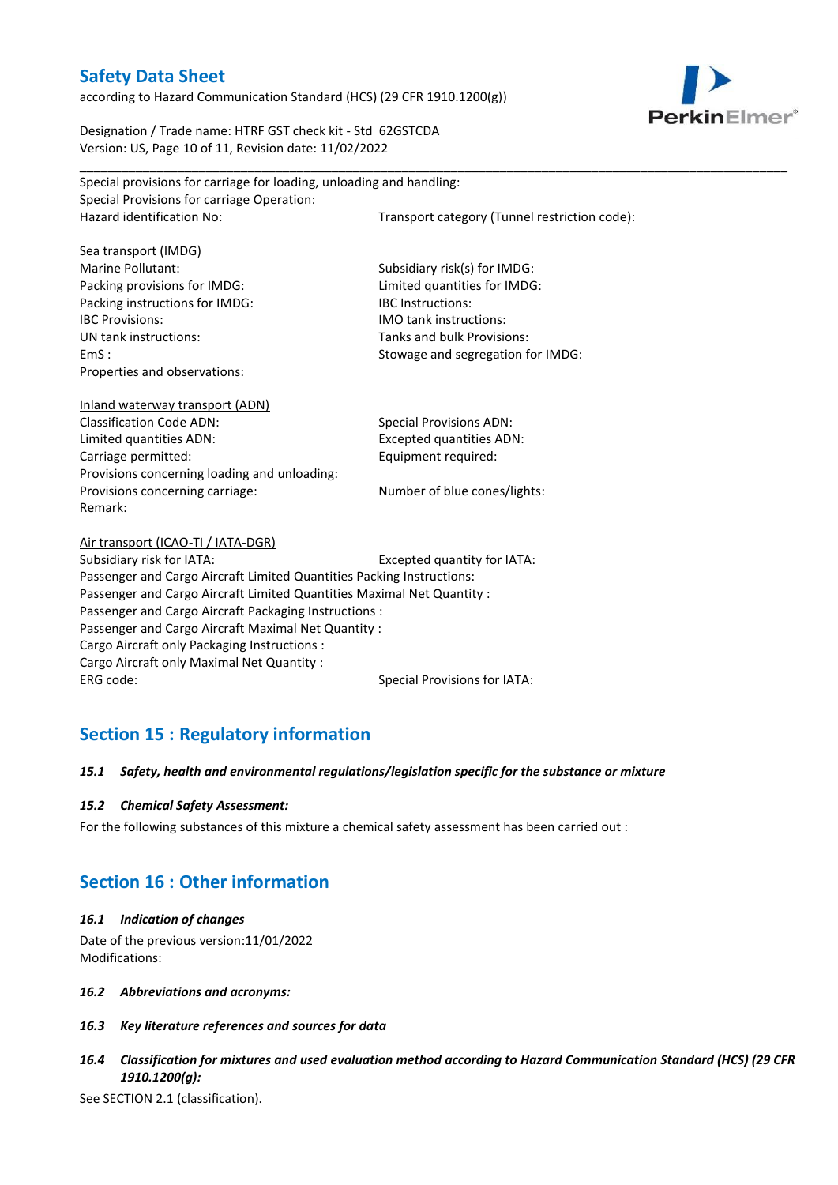Special provisions for carriage for loading, unloading and handling:
Special Provisions for carriage Operation:
Hazard identification No:

Transport category (Tunnel restriction code):

Sea transport (IMDG)

Marine Pollutant:

Subsidiary risk(s) for IMDG:

Packing provisions for IMDG:

Limited quantities for IMDG:

Packing instructions for IMDG:

IBC Instructions:

IBC Provisions:

IMO tank instructions:

UN tank instructions:

Tanks and bulk Provisions:

EmS :

Stowage and segregation for IMDG:

Properties and observations:

Inland waterway transport (ADN)

Classification Code ADN:

Special Provisions ADN:

Limited quantities ADN:

Excepted quantities ADN:

Carriage permitted:

Equipment required:

Provisions concerning loading and unloading:

Provisions concerning carriage:

Number of blue cones/lights:

Remark:

Air transport (ICAO-TI / IATA-DGR)

Subsidiary risk for IATA:

Excepted quantity for IATA:

Passenger and Cargo Aircraft Limited Quantities Packing Instructions:
Passenger and Cargo Aircraft Limited Quantities Maximal Net Quantity :
Passenger and Cargo Aircraft Packaging Instructions :
Passenger and Cargo Aircraft Maximal Net Quantity :
Cargo Aircraft only Packaging Instructions :
Cargo Aircraft only Maximal Net Quantity :
ERG code:

Special Provisions for IATA:

## Section 15 : Regulatory information

***15.1 Safety, health and environmental regulations/legislation specific for the substance or mixture***

***15.2 Chemical Safety Assessment:***

For the following substances of this mixture a chemical safety assessment has been carried out :

## Section 16 : Other information

***16.1 Indication of changes***

Date of the previous version:11/01/2022
Modifications:

***16.2 Abbreviations and acronyms:***

***16.3 Key literature references and sources for data***

***16.4 Classification for mixtures and used evaluation method according to Hazard Communication Standard (HCS) (29 CFR 1910.1200(g):***

See SECTION 2.1 (classification).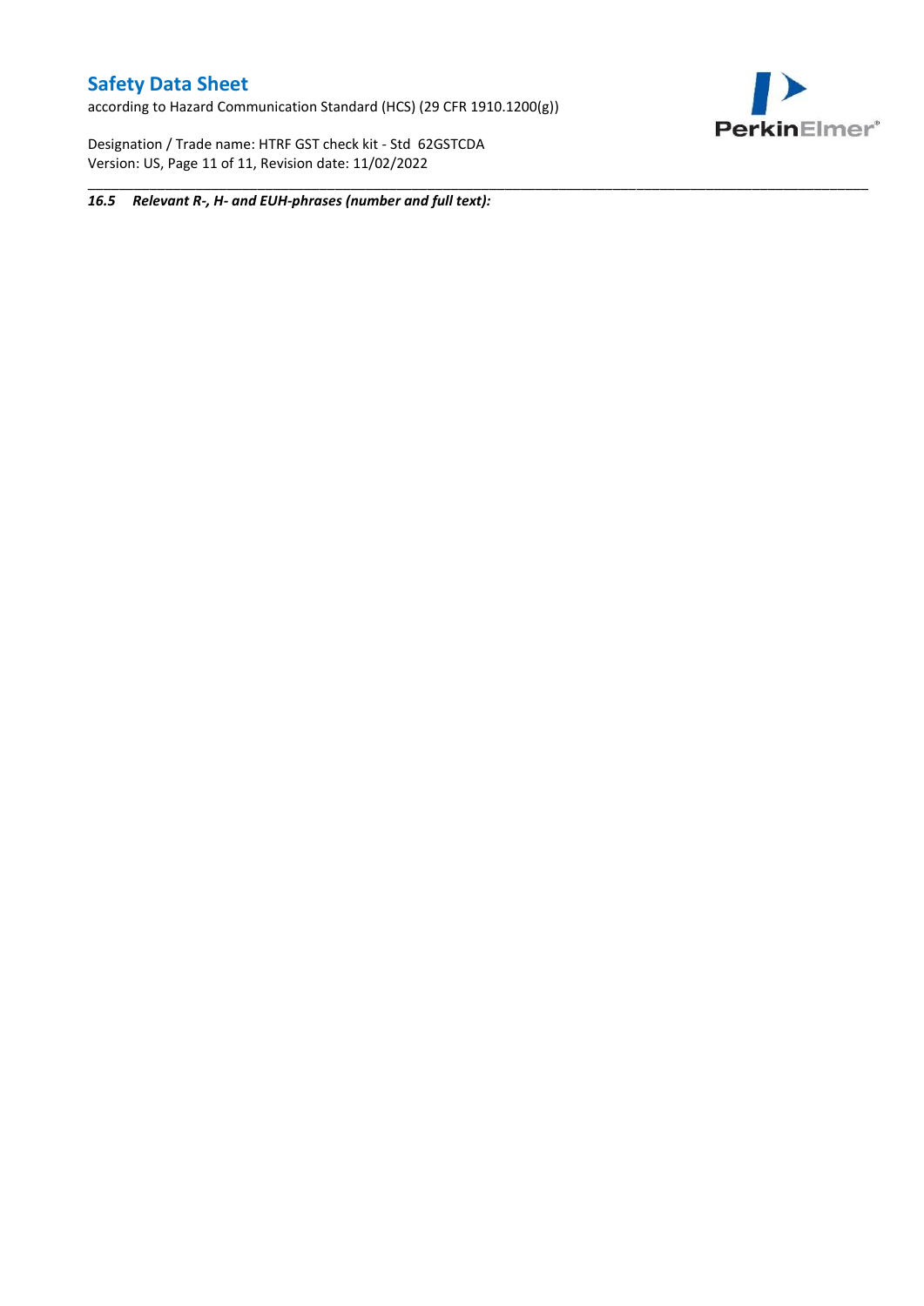*16.5 Relevant R-, H- and EUH-phrases (number and full text):*